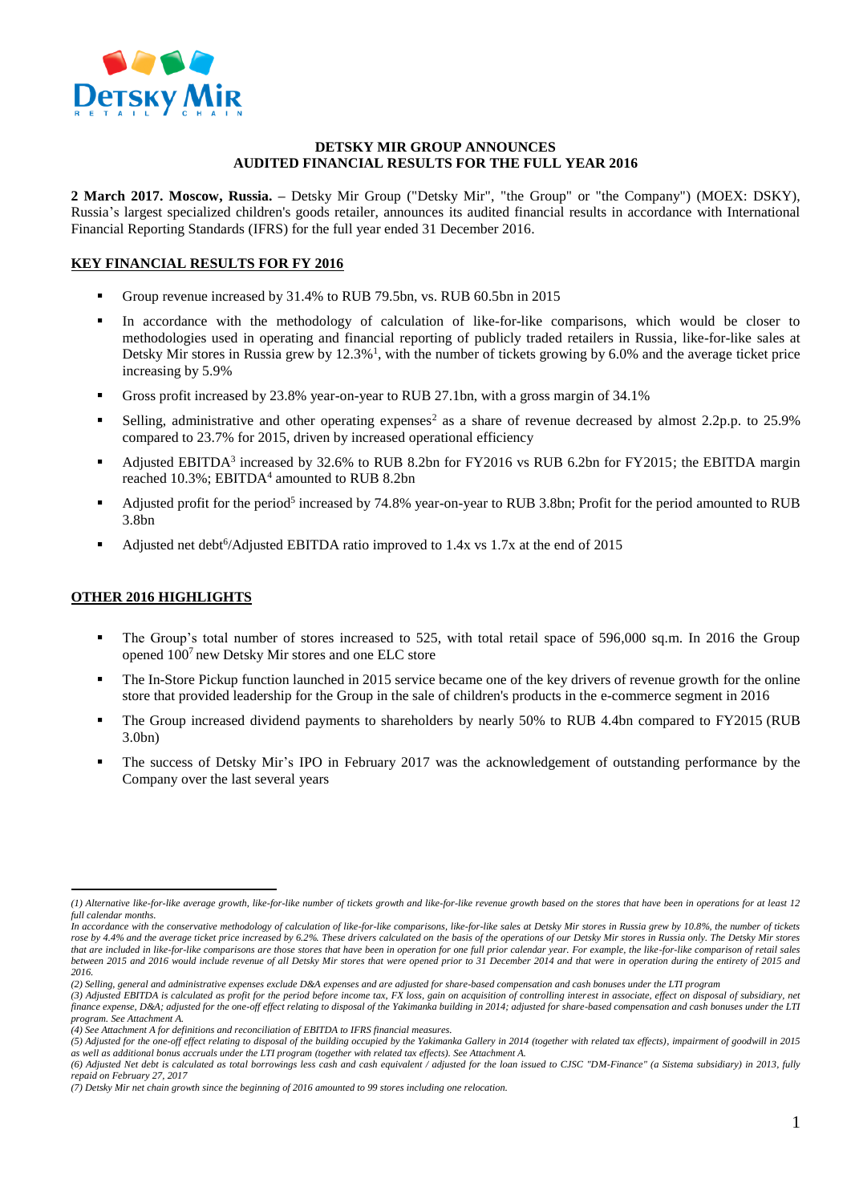# DETSKY MIR GROUP ANNOUNCES AUDITED FINANCIAL RESULTS FOR THE FULL YEAR 2016

**2 March 2017. Moscow, Russia. –** Detsky Mir Group ("Detsky Mir", "the Group" or "the Company") (MOEX: DSKY), Russia's largest specialized children's goods retailer, announces its audited financial results in accordance with International Financial Reporting Standards (IFRS) for the full year ended 31 December 2016.

## KEY FINANCIAL RESULTS FOR FY 2016

- Group revenue increased by 31.4% to RUB 79.5bn, vs. RUB 60.5bn in 2015
- In accordance with the methodology of calculation of like-for-like comparisons, which would be closer to methodologies used in operating and financial reporting of publicly traded retailers in Russia, like-for-like sales at Detsky Mir stores in Russia grew by 12.3%[1], with the number of tickets growing by 6.0% and the average ticket price increasing by 5.9%
- Gross profit increased by 23.8% year-on-year to RUB 27.1bn, with a gross margin of 34.1%
- Selling, administrative and other operating expenses[2] as a share of revenue decreased by almost 2.2p.p. to 25.9% compared to 23.7% for 2015, driven by increased operational efficiency
- Adjusted EBITDA[3] increased by 32.6% to RUB 8.2bn for FY2016 vs RUB 6.2bn for FY2015; the EBITDA margin reached 10.3%; EBITDA[4] amounted to RUB 8.2bn
- Adjusted profit for the period[5] increased by 74.8% year-on-year to RUB 3.8bn; Profit for the period amounted to RUB 3.8bn
- Adjusted net debt[6]/Adjusted EBITDA ratio improved to 1.4x vs 1.7x at the end of 2015

## OTHER 2016 HIGHLIGHTS

- The Group's total number of stores increased to 525, with total retail space of 596,000 sq.m. In 2016 the Group opened 100[7] new Detsky Mir stores and one ELC store
- The In-Store Pickup function launched in 2015 service became one of the key drivers of revenue growth for the online store that provided leadership for the Group in the sale of children's products in the e-commerce segment in 2016
- The Group increased dividend payments to shareholders by nearly 50% to RUB 4.4bn compared to FY2015 (RUB 3.0bn)
- The success of Detsky Mir's IPO in February 2017 was the acknowledgement of outstanding performance by the Company over the last several years

---

*(1) Alternative like-for-like average growth, like-for-like number of tickets growth and like-for-like revenue growth based on the stores that have been in operations for at least 12 full calendar months.*

*In accordance with the conservative methodology of calculation of like-for-like comparisons, like-for-like sales at Detsky Mir stores in Russia grew by 10.8%, the number of tickets rose by 4.4% and the average ticket price increased by 6.2%. These drivers calculated on the basis of the operations of our Detsky Mir stores in Russia only. The Detsky Mir stores that are included in like-for-like comparisons are those stores that have been in operation for one full prior calendar year. For example, the like-for-like comparison of retail sales between 2015 and 2016 would include revenue of all Detsky Mir stores that were opened prior to 31 December 2014 and that were in operation during the entirety of 2015 and 2016.*

*(2) Selling, general and administrative expenses exclude D&A expenses and are adjusted for share-based compensation and cash bonuses under the LTI program*

*(3) Adjusted EBITDA is calculated as profit for the period before income tax, FX loss, gain on acquisition of controlling interest in associate, effect on disposal of subsidiary, net finance expense, D&A; adjusted for the one-off effect relating to disposal of the Yakimanka building in 2014; adjusted for share-based compensation and cash bonuses under the LTI program. See Attachment A.*

*(4) See Attachment A for definitions and reconciliation of EBITDA to IFRS financial measures.*

*(5) Adjusted for the one-off effect relating to disposal of the building occupied by the Yakimanka Gallery in 2014 (together with related tax effects), impairment of goodwill in 2015 as well as additional bonus accruals under the LTI program (together with related tax effects). See Attachment A.*

*(6) Adjusted Net debt is calculated as total borrowings less cash and cash equivalent / adjusted for the loan issued to CJSC "DM-Finance" (a Sistema subsidiary) in 2013, fully repaid on February 27, 2017*

*(7) Detsky Mir net chain growth since the beginning of 2016 amounted to 99 stores including one relocation.*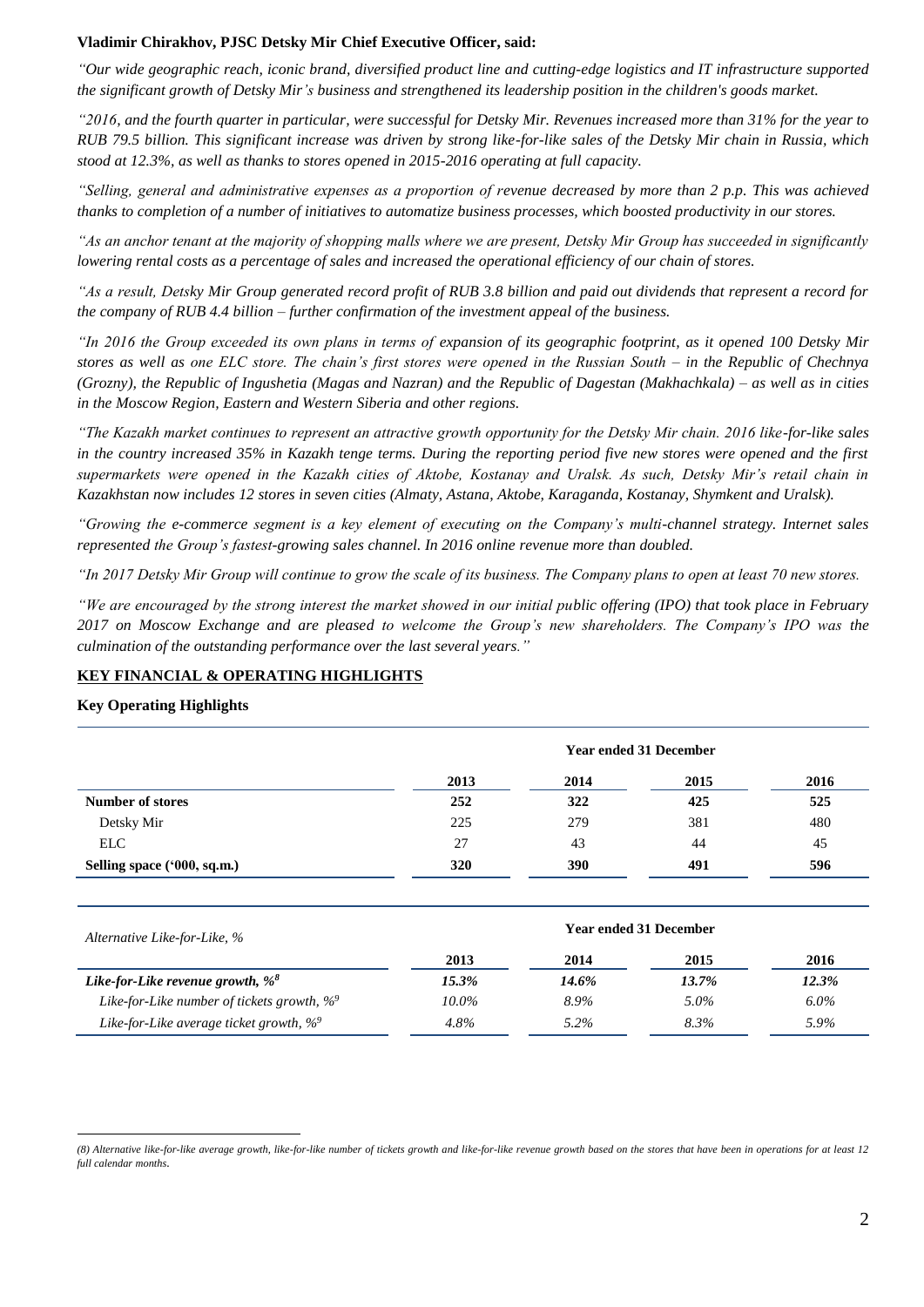**Vladimir Chirakhov, PJSC Detsky Mir Chief Executive Officer, said:**

*"Our wide geographic reach, iconic brand, diversified product line and cutting-edge logistics and IT infrastructure supported the significant growth of Detsky Mir's business and strengthened its leadership position in the children's goods market.*

*"2016, and the fourth quarter in particular, were successful for Detsky Mir. Revenues increased more than 31% for the year to RUB 79.5 billion. This significant increase was driven by strong like-for-like sales of the Detsky Mir chain in Russia, which stood at 12.3%, as well as thanks to stores opened in 2015-2016 operating at full capacity.*

*"Selling, general and administrative expenses as a proportion of revenue decreased by more than 2 p.p. This was achieved thanks to completion of a number of initiatives to automatize business processes, which boosted productivity in our stores.*

*"As an anchor tenant at the majority of shopping malls where we are present, Detsky Mir Group has succeeded in significantly lowering rental costs as a percentage of sales and increased the operational efficiency of our chain of stores.*

*"As a result, Detsky Mir Group generated record profit of RUB 3.8 billion and paid out dividends that represent a record for the company of RUB 4.4 billion – further confirmation of the investment appeal of the business.*

*"In 2016 the Group exceeded its own plans in terms of expansion of its geographic footprint, as it opened 100 Detsky Mir stores as well as one ELC store. The chain's first stores were opened in the Russian South – in the Republic of Chechnya (Grozny), the Republic of Ingushetia (Magas and Nazran) and the Republic of Dagestan (Makhachkala) – as well as in cities in the Moscow Region, Eastern and Western Siberia and other regions.*

*"The Kazakh market continues to represent an attractive growth opportunity for the Detsky Mir chain. 2016 like-for-like sales in the country increased 35% in Kazakh tenge terms. During the reporting period five new stores were opened and the first supermarkets were opened in the Kazakh cities of Aktobe, Kostanay and Uralsk. As such, Detsky Mir's retail chain in Kazakhstan now includes 12 stores in seven cities (Almaty, Astana, Aktobe, Karaganda, Kostanay, Shymkent and Uralsk).*

*"Growing the e-commerce segment is a key element of executing on the Company's multi-channel strategy. Internet sales represented the Group's fastest-growing sales channel. In 2016 online revenue more than doubled.*

*"In 2017 Detsky Mir Group will continue to grow the scale of its business. The Company plans to open at least 70 new stores.*

*"We are encouraged by the strong interest the market showed in our initial public offering (IPO) that took place in February 2017 on Moscow Exchange and are pleased to welcome the Group's new shareholders. The Company's IPO was the culmination of the outstanding performance over the last several years."*

## KEY FINANCIAL & OPERATING HIGHLIGHTS

### Key Operating Highlights

| | Year ended 31 December | | | |
|---|---|---|---|---|
| | **2013** | **2014** | **2015** | **2016** |
| **Number of stores** | **252** | **322** | **425** | **525** |
| Detsky Mir | 225 | 279 | 381 | 480 |
| ELC | 27 | 43 | 44 | 45 |
| **Selling space ('000, sq.m.)** | **320** | **390** | **491** | **596** |

| *Alternative Like-for-Like, %* | Year ended 31 December | | | |
|---|---|---|---|---|
| | **2013** | **2014** | **2015** | **2016** |
| ***Like-for-Like revenue growth, %[8]*** | ***15.3%*** | ***14.6%*** | ***13.7%*** | ***12.3%*** |
| *Like-for-Like number of tickets growth, %[9]* | *10.0%* | *8.9%* | *5.0%* | *6.0%* |
| *Like-for-Like average ticket growth, %[9]* | *4.8%* | *5.2%* | *8.3%* | *5.9%* |

*(8) Alternative like-for-like average growth, like-for-like number of tickets growth and like-for-like revenue growth based on the stores that have been in operations for at least 12 full calendar months.*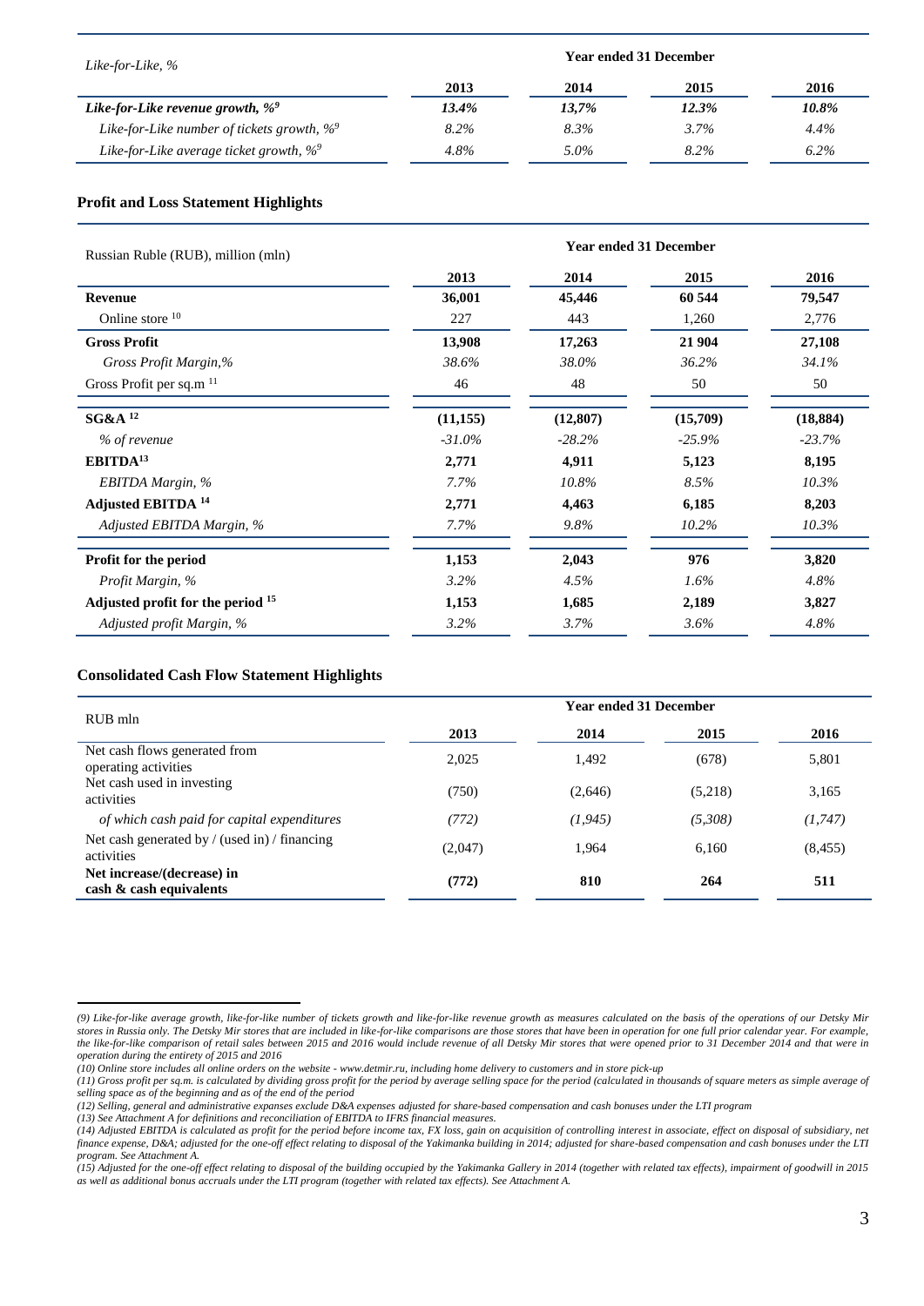| *Like-for-Like, %* | Year ended 31 December | | | |
|---|---|---|---|---|
| | **2013** | **2014** | **2015** | **2016** |
| ***Like-for-Like revenue growth, %***[9] | ***13.4%*** | ***13,7%*** | ***12.3%*** | ***10.8%*** |
| *Like-for-Like number of tickets growth, %*[9] | *8.2%* | *8.3%* | *3.7%* | *4.4%* |
| *Like-for-Like average ticket growth, %*[9] | *4.8%* | *5.0%* | *8.2%* | *6.2%* |

**Profit and Loss Statement Highlights**

| Russian Ruble (RUB), million (mln) | Year ended 31 December | | | |
|---|---|---|---|---|
| | **2013** | **2014** | **2015** | **2016** |
| **Revenue** | **36,001** | **45,446** | **60 544** | **79,547** |
| Online store [10] | 227 | 443 | 1,260 | 2,776 |
| **Gross Profit** | **13,908** | **17,263** | **21 904** | **27,108** |
| *Gross Profit Margin,%* | *38.6%* | *38.0%* | *36.2%* | *34.1%* |
| Gross Profit per sq.m [11] | 46 | 48 | 50 | 50 |
| **SG&A** [12] | **(11,155)** | **(12,807)** | **(15,709)** | **(18,884)** |
| *% of revenue* | *-31.0%* | *-28.2%* | *-25.9%* | *-23.7%* |
| **EBITDA**[13] | **2,771** | **4,911** | **5,123** | **8,195** |
| *EBITDA Margin, %* | *7.7%* | *10.8%* | *8.5%* | *10.3%* |
| **Adjusted EBITDA** [14] | **2,771** | **4,463** | **6,185** | **8,203** |
| *Adjusted EBITDA Margin, %* | *7.7%* | *9.8%* | *10.2%* | *10.3%* |
| **Profit for the period** | **1,153** | **2,043** | **976** | **3,820** |
| *Profit Margin, %* | *3.2%* | *4.5%* | *1.6%* | *4.8%* |
| **Adjusted profit for the period** [15] | **1,153** | **1,685** | **2,189** | **3,827** |
| *Adjusted profit Margin, %* | *3.2%* | *3.7%* | *3.6%* | *4.8%* |

**Consolidated Cash Flow Statement Highlights**

| RUB mln | Year ended 31 December | | | |
|---|---|---|---|---|
| | **2013** | **2014** | **2015** | **2016** |
| Net cash flows generated from operating activities | 2,025 | 1,492 | (678) | 5,801 |
| Net cash used in investing activities | (750) | (2,646) | (5,218) | 3,165 |
| *of which cash paid for capital expenditures* | *(772)* | *(1,945)* | *(5,308)* | *(1,747)* |
| Net cash generated by / (used in) / financing activities | (2,047) | 1,964 | 6,160 | (8,455) |
| **Net increase/(decrease) in cash & cash equivalents** | **(772)** | **810** | **264** | **511** |

*(9) Like-for-like average growth, like-for-like number of tickets growth and like-for-like revenue growth as measures calculated on the basis of the operations of our Detsky Mir stores in Russia only. The Detsky Mir stores that are included in like-for-like comparisons are those stores that have been in operation for one full prior calendar year. For example, the like-for-like comparison of retail sales between 2015 and 2016 would include revenue of all Detsky Mir stores that were opened prior to 31 December 2014 and that were in operation during the entirety of 2015 and 2016*

*(10) Online store includes all online orders on the website - www.detmir.ru, including home delivery to customers and in store pick-up*

*(11) Gross profit per sq.m. is calculated by dividing gross profit for the period by average selling space for the period (calculated in thousands of square meters as simple average of selling space as of the beginning and as of the end of the period*

*(12) Selling, general and administrative expanses exclude D&A expenses adjusted for share-based compensation and cash bonuses under the LTI program*

*(13) See Attachment A for definitions and reconciliation of EBITDA to IFRS financial measures.*

*(14) Adjusted EBITDA is calculated as profit for the period before income tax, FX loss, gain on acquisition of controlling interest in associate, effect on disposal of subsidiary, net finance expense, D&A; adjusted for the one-off effect relating to disposal of the Yakimanka building in 2014; adjusted for share-based compensation and cash bonuses under the LTI program. See Attachment A.*

*(15) Adjusted for the one-off effect relating to disposal of the building occupied by the Yakimanka Gallery in 2014 (together with related tax effects), impairment of goodwill in 2015 as well as additional bonus accruals under the LTI program (together with related tax effects). See Attachment A.*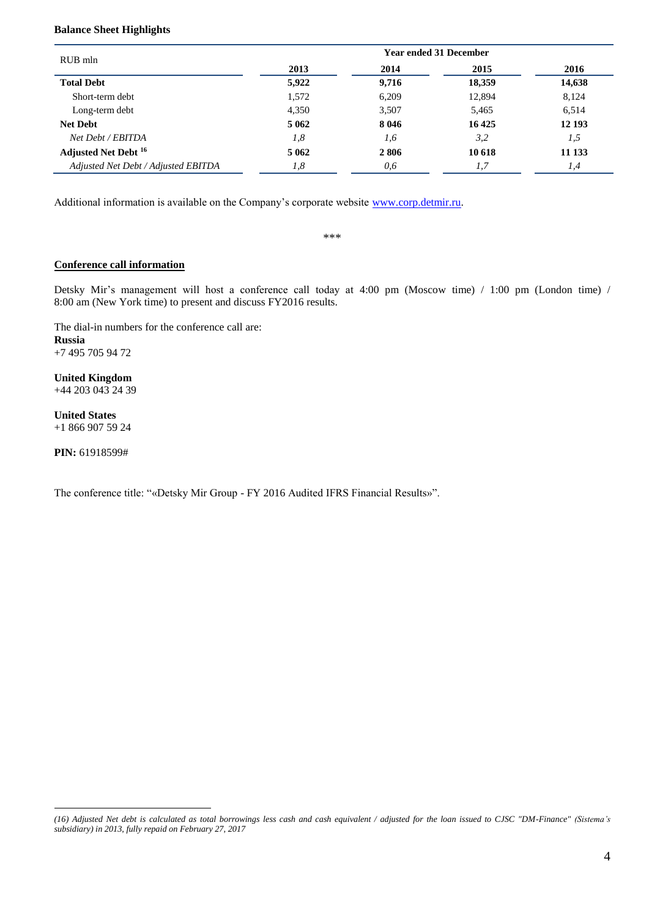**Balance Sheet Highlights**

| RUB mln | Year ended 31 December | | | |
|---|---|---|---|---|
| | 2013 | 2014 | 2015 | 2016 |
| **Total Debt** | **5,922** | **9,716** | **18,359** | **14,638** |
| Short-term debt | 1,572 | 6,209 | 12,894 | 8,124 |
| Long-term debt | 4,350 | 3,507 | 5,465 | 6,514 |
| **Net Debt** | **5 062** | **8 046** | **16 425** | **12 193** |
| *Net Debt / EBITDA* | *1,8* | *1,6* | *3,2* | *1,5* |
| **Adjusted Net Debt [16]** | **5 062** | **2 806** | **10 618** | **11 133** |
| *Adjusted Net Debt / Adjusted EBITDA* | *1,8* | *0,6* | *1,7* | *1,4* |

Additional information is available on the Company's corporate website [www.corp.detmir.ru](http://www.corp.detmir.ru).

\*\*\*

**Conference call information**

Detsky Mir's management will host a conference call today at 4:00 pm (Moscow time) / 1:00 pm (London time) / 8:00 am (New York time) to present and discuss FY2016 results.

The dial-in numbers for the conference call are:

**Russia**
+7 495 705 94 72

**United Kingdom**
+44 203 043 24 39

**United States**
+1 866 907 59 24

**PIN:** 61918599#

The conference title: "«Detsky Mir Group - FY 2016 Audited IFRS Financial Results»".

---

*(16) Adjusted Net debt is calculated as total borrowings less cash and cash equivalent / adjusted for the loan issued to CJSC "DM-Finance" (Sistema's subsidiary) in 2013, fully repaid on February 27, 2017*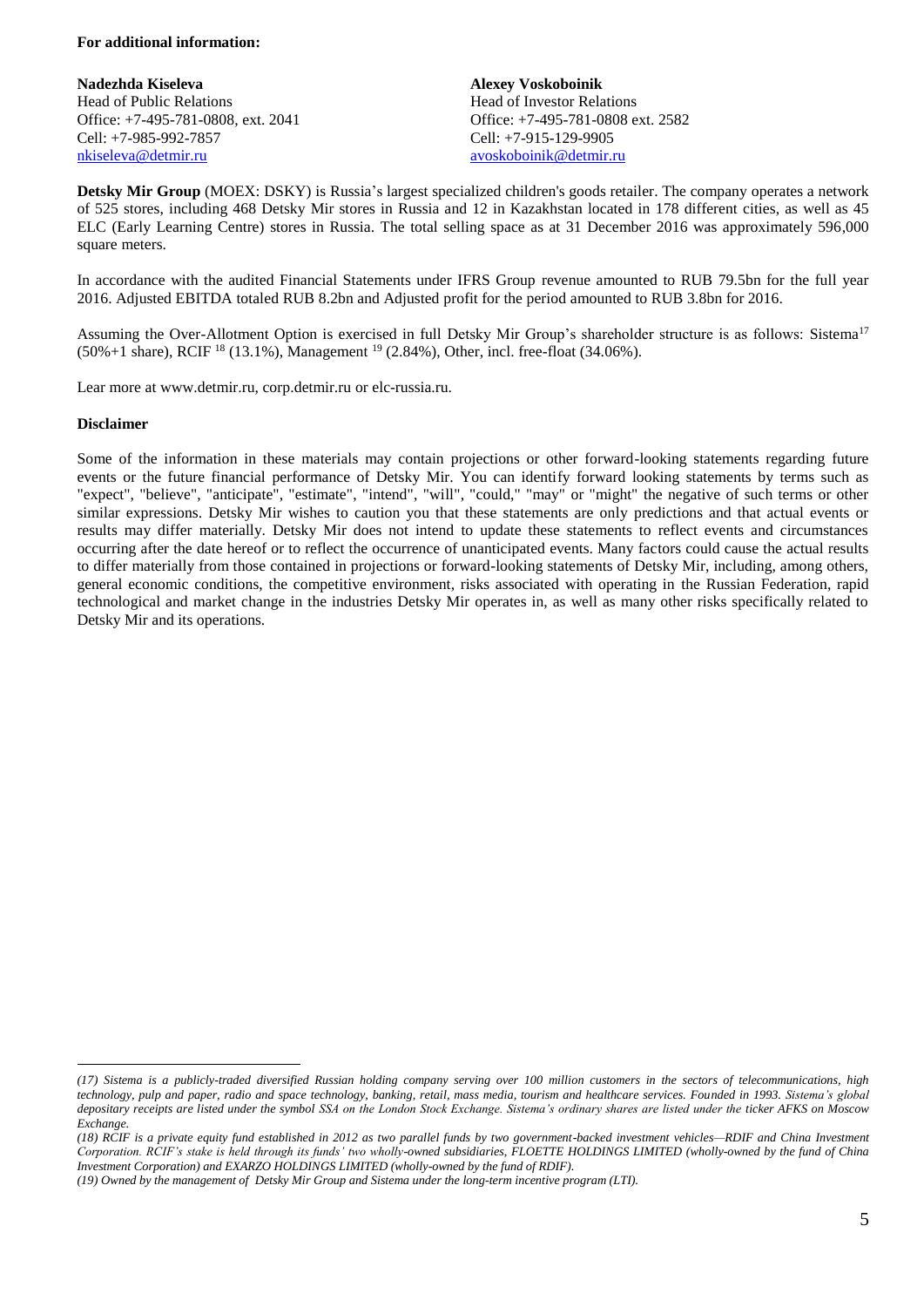**For additional information:**

**Nadezhda Kiseleva**
Head of Public Relations
Office: +7-495-781-0808, ext. 2041
Cell: +7-985-992-7857
nkiseleva@detmir.ru

**Alexey Voskoboinik**
Head of Investor Relations
Office: +7-495-781-0808 ext. 2582
Cell: +7-915-129-9905
avoskoboinik@detmir.ru

**Detsky Mir Group** (MOEX: DSKY) is Russia's largest specialized children's goods retailer. The company operates a network of 525 stores, including 468 Detsky Mir stores in Russia and 12 in Kazakhstan located in 178 different cities, as well as 45 ELC (Early Learning Centre) stores in Russia. The total selling space as at 31 December 2016 was approximately 596,000 square meters.

In accordance with the audited Financial Statements under IFRS Group revenue amounted to RUB 79.5bn for the full year 2016. Adjusted EBITDA totaled RUB 8.2bn and Adjusted profit for the period amounted to RUB 3.8bn for 2016.

Assuming the Over-Allotment Option is exercised in full Detsky Mir Group's shareholder structure is as follows: Sistema[17] (50%+1 share), RCIF [18] (13.1%), Management [19] (2.84%), Other, incl. free-float (34.06%).

Lear more at www.detmir.ru, corp.detmir.ru or elc-russia.ru.

**Disclaimer**

Some of the information in these materials may contain projections or other forward-looking statements regarding future events or the future financial performance of Detsky Mir. You can identify forward looking statements by terms such as "expect", "believe", "anticipate", "estimate", "intend", "will", "could," "may" or "might" the negative of such terms or other similar expressions. Detsky Mir wishes to caution you that these statements are only predictions and that actual events or results may differ materially. Detsky Mir does not intend to update these statements to reflect events and circumstances occurring after the date hereof or to reflect the occurrence of unanticipated events. Many factors could cause the actual results to differ materially from those contained in projections or forward-looking statements of Detsky Mir, including, among others, general economic conditions, the competitive environment, risks associated with operating in the Russian Federation, rapid technological and market change in the industries Detsky Mir operates in, as well as many other risks specifically related to Detsky Mir and its operations.

---

*(17) Sistema is a publicly-traded diversified Russian holding company serving over 100 million customers in the sectors of telecommunications, high technology, pulp and paper, radio and space technology, banking, retail, mass media, tourism and healthcare services. Founded in 1993. Sistema's global depositary receipts are listed under the symbol SSA on the London Stock Exchange. Sistema's ordinary shares are listed under the ticker AFKS on Moscow Exchange.*

*(18) RCIF is a private equity fund established in 2012 as two parallel funds by two government-backed investment vehicles—RDIF and China Investment Corporation. RCIF's stake is held through its funds' two wholly-owned subsidiaries, FLOETTE HOLDINGS LIMITED (wholly-owned by the fund of China Investment Corporation) and EXARZO HOLDINGS LIMITED (wholly-owned by the fund of RDIF).*

*(19) Owned by the management of Detsky Mir Group and Sistema under the long-term incentive program (LTI).*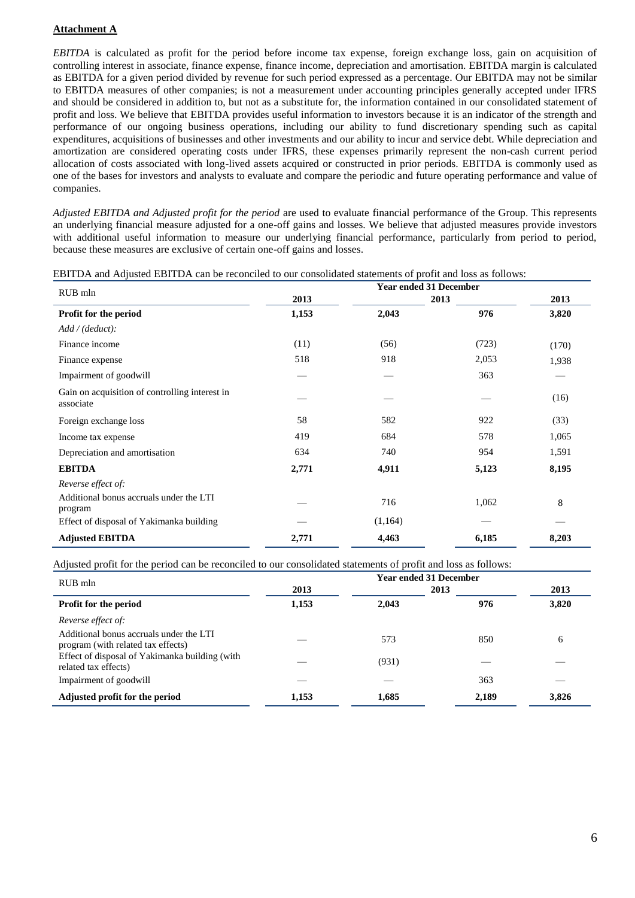**Attachment A**

*EBITDA* is calculated as profit for the period before income tax expense, foreign exchange loss, gain on acquisition of controlling interest in associate, finance expense, finance income, depreciation and amortisation. EBITDA margin is calculated as EBITDA for a given period divided by revenue for such period expressed as a percentage. Our EBITDA may not be similar to EBITDA measures of other companies; is not a measurement under accounting principles generally accepted under IFRS and should be considered in addition to, but not as a substitute for, the information contained in our consolidated statement of profit and loss. We believe that EBITDA provides useful information to investors because it is an indicator of the strength and performance of our ongoing business operations, including our ability to fund discretionary spending such as capital expenditures, acquisitions of businesses and other investments and our ability to incur and service debt. While depreciation and amortization are considered operating costs under IFRS, these expenses primarily represent the non-cash current period allocation of costs associated with long-lived assets acquired or constructed in prior periods. EBITDA is commonly used as one of the bases for investors and analysts to evaluate and compare the periodic and future operating performance and value of companies.

*Adjusted EBITDA and Adjusted profit for the period* are used to evaluate financial performance of the Group. This represents an underlying financial measure adjusted for a one-off gains and losses. We believe that adjusted measures provide investors with additional useful information to measure our underlying financial performance, particularly from period to period, because these measures are exclusive of certain one-off gains and losses.

EBITDA and Adjusted EBITDA can be reconciled to our consolidated statements of profit and loss as follows:

| RUB mln | Year ended 31 December | | | |
|---|---|---|---|---|
| | 2013 | 2013 | | 2013 |
| **Profit for the period** | **1,153** | **2,043** | **976** | **3,820** |
| *Add / (deduct):* | | | | |
| Finance income | (11) | (56) | (723) | (170) |
| Finance expense | 518 | 918 | 2,053 | 1,938 |
| Impairment of goodwill | — | — | 363 | — |
| Gain on acquisition of controlling interest in associate | — | — | — | (16) |
| Foreign exchange loss | 58 | 582 | 922 | (33) |
| Income tax expense | 419 | 684 | 578 | 1,065 |
| Depreciation and amortisation | 634 | 740 | 954 | 1,591 |
| **EBITDA** | **2,771** | **4,911** | **5,123** | **8,195** |
| *Reverse effect of:* | | | | |
| Additional bonus accruals under the LTI program | — | 716 | 1,062 | 8 |
| Effect of disposal of Yakimanka building | — | (1,164) | — | — |
| **Adjusted EBITDA** | **2,771** | **4,463** | **6,185** | **8,203** |

Adjusted profit for the period can be reconciled to our consolidated statements of profit and loss as follows:

| RUB mln | Year ended 31 December | | | |
|---|---|---|---|---|
| | 2013 | 2013 | | 2013 |
| **Profit for the period** | **1,153** | **2,043** | **976** | **3,820** |
| *Reverse effect of:* | | | | |
| Additional bonus accruals under the LTI program (with related tax effects) | — | 573 | 850 | 6 |
| Effect of disposal of Yakimanka building (with related tax effects) | — | (931) | — | — |
| Impairment of goodwill | — | — | 363 | — |
| **Adjusted profit for the period** | **1,153** | **1,685** | **2,189** | **3,826** |